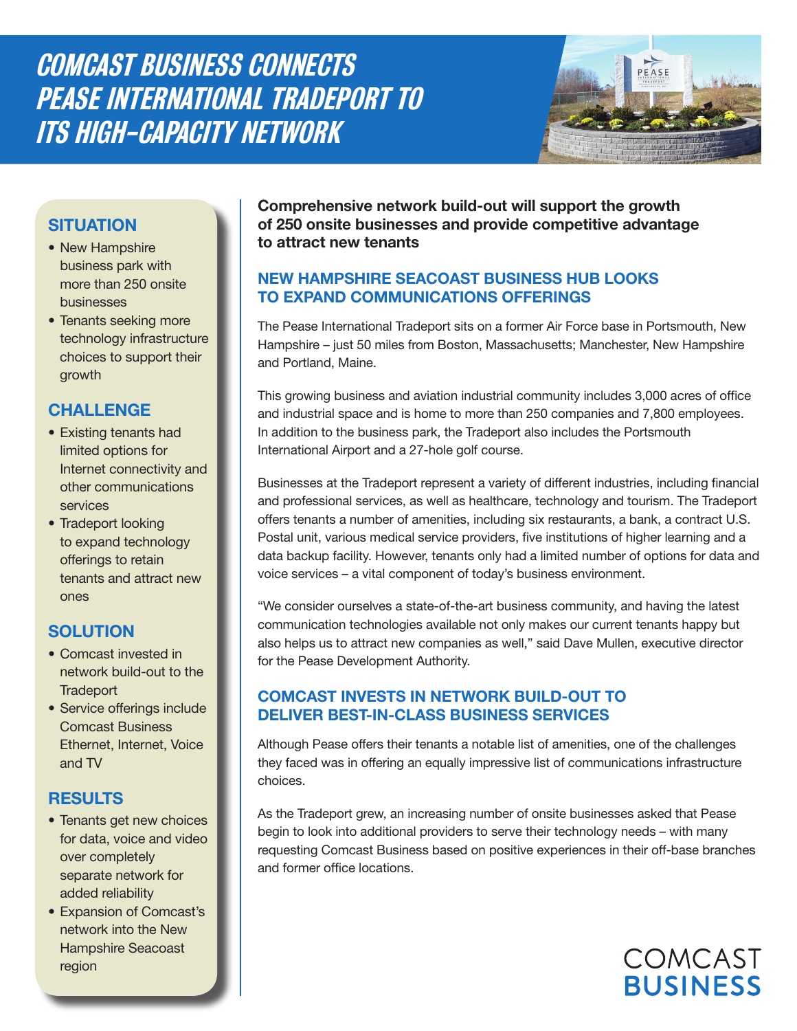# COMCAST BUSINESS CONNECTS PEASE INTERNATIONAL TRADEPORT TO ITS HIGH-CAPACITY NETWORK

## SITUATION

- New Hampshire business park with more than 250 onsite businesses
- Tenants seeking more technology infrastructure choices to support their growth

## CHALLENGE

- Existing tenants had limited options for Internet connectivity and other communications services
- Tradeport looking to expand technology offerings to retain tenants and attract new ones

## SOLUTION

- Comcast invested in network build-out to the Tradeport
- Service offerings include Comcast Business Ethernet, Internet, Voice and TV

## RESULTS

- Tenants get new choices for data, voice and video over completely separate network for added reliability
- Expansion of Comcast's network into the New Hampshire Seacoast region

**Comprehensive network build-out will support the growth of 250 onsite businesses and provide competitive advantage to attract new tenants**

## NEW HAMPSHIRE SEACOAST BUSINESS HUB LOOKS TO EXPAND COMMUNICATIONS OFFERINGS

The Pease International Tradeport sits on a former Air Force base in Portsmouth, New Hampshire – just 50 miles from Boston, Massachusetts; Manchester, New Hampshire and Portland, Maine.

This growing business and aviation industrial community includes 3,000 acres of office and industrial space and is home to more than 250 companies and 7,800 employees. In addition to the business park, the Tradeport also includes the Portsmouth International Airport and a 27-hole golf course.

Businesses at the Tradeport represent a variety of different industries, including financial and professional services, as well as healthcare, technology and tourism. The Tradeport offers tenants a number of amenities, including six restaurants, a bank, a contract U.S. Postal unit, various medical service providers, five institutions of higher learning and a data backup facility. However, tenants only had a limited number of options for data and voice services – a vital component of today's business environment.

"We consider ourselves a state-of-the-art business community, and having the latest communication technologies available not only makes our current tenants happy but also helps us to attract new companies as well," said Dave Mullen, executive director for the Pease Development Authority.

## COMCAST INVESTS IN NETWORK BUILD-OUT TO DELIVER BEST-IN-CLASS BUSINESS SERVICES

Although Pease offers their tenants a notable list of amenities, one of the challenges they faced was in offering an equally impressive list of communications infrastructure choices.

As the Tradeport grew, an increasing number of onsite businesses asked that Pease begin to look into additional providers to serve their technology needs – with many requesting Comcast Business based on positive experiences in their off-base branches and former office locations.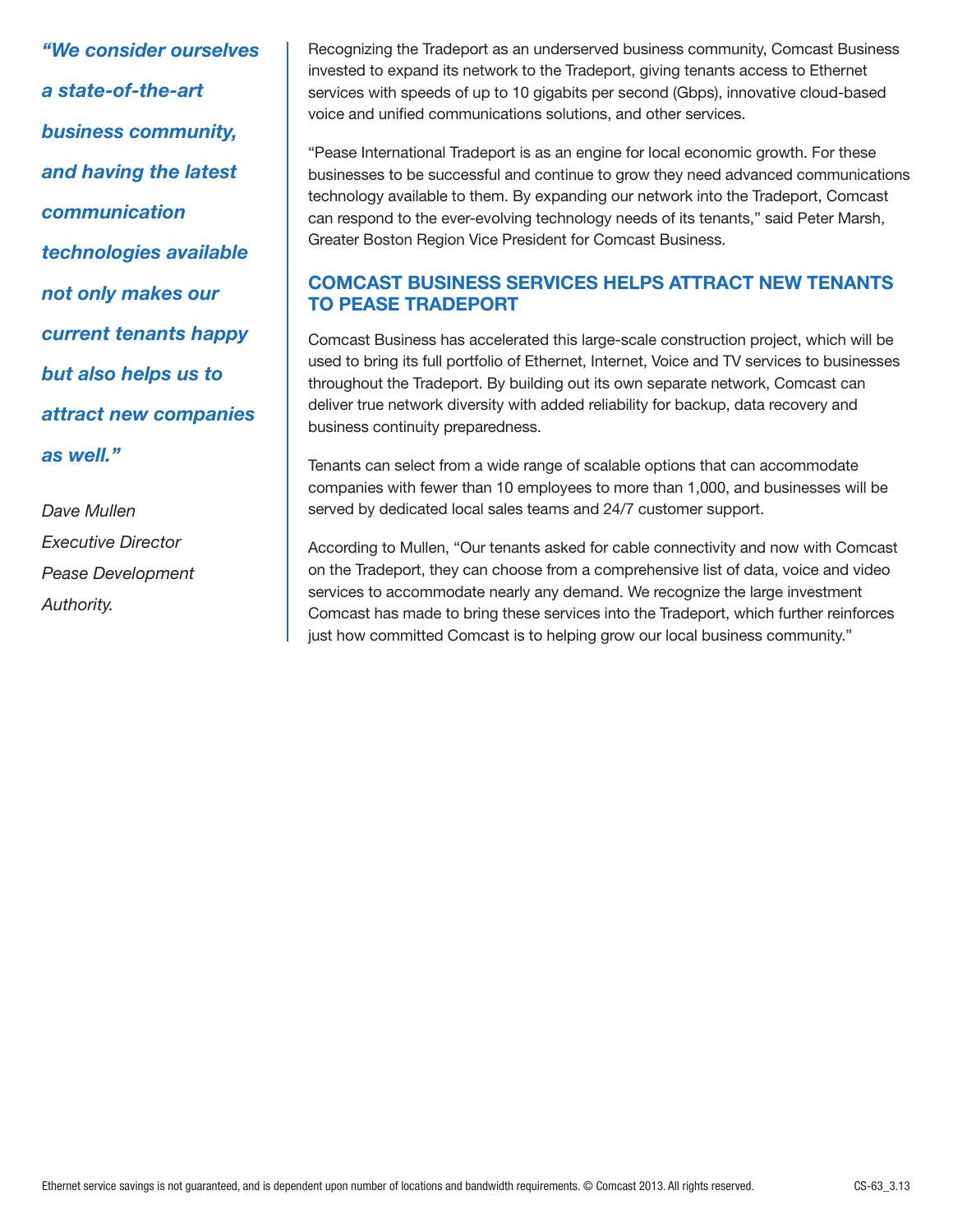*"We consider ourselves a state-of-the-art business community, and having the latest communication technologies available not only makes our current tenants happy but also helps us to attract new companies as well."*

*Dave Mullen*
*Executive Director*
*Pease Development Authority.*

Recognizing the Tradeport as an underserved business community, Comcast Business invested to expand its network to the Tradeport, giving tenants access to Ethernet services with speeds of up to 10 gigabits per second (Gbps), innovative cloud-based voice and unified communications solutions, and other services.

"Pease International Tradeport is as an engine for local economic growth. For these businesses to be successful and continue to grow they need advanced communications technology available to them. By expanding our network into the Tradeport, Comcast can respond to the ever-evolving technology needs of its tenants," said Peter Marsh, Greater Boston Region Vice President for Comcast Business.

## COMCAST BUSINESS SERVICES HELPS ATTRACT NEW TENANTS TO PEASE TRADEPORT

Comcast Business has accelerated this large-scale construction project, which will be used to bring its full portfolio of Ethernet, Internet, Voice and TV services to businesses throughout the Tradeport. By building out its own separate network, Comcast can deliver true network diversity with added reliability for backup, data recovery and business continuity preparedness.

Tenants can select from a wide range of scalable options that can accommodate companies with fewer than 10 employees to more than 1,000, and businesses will be served by dedicated local sales teams and 24/7 customer support.

According to Mullen, "Our tenants asked for cable connectivity and now with Comcast on the Tradeport, they can choose from a comprehensive list of data, voice and video services to accommodate nearly any demand. We recognize the large investment Comcast has made to bring these services into the Tradeport, which further reinforces just how committed Comcast is to helping grow our local business community."

Ethernet service savings is not guaranteed, and is dependent upon number of locations and bandwidth requirements. © Comcast 2013. All rights reserved. CS-63_3.13